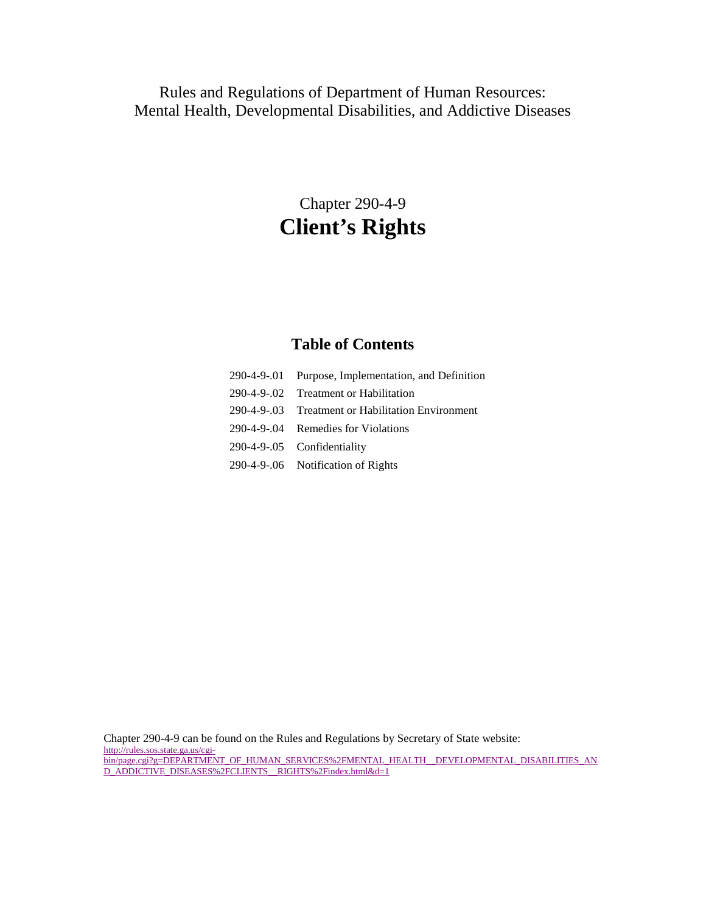Rules and Regulations of Department of Human Resources:
Mental Health, Developmental Disabilities, and Addictive Diseases

# Chapter 290-4-9
# Client's Rights

## Table of Contents

290-4-9-.01 Purpose, Implementation, and Definition

290-4-9-.02 Treatment or Habilitation

290-4-9-.03 Treatment or Habilitation Environment

290-4-9-.04 Remedies for Violations

290-4-9-.05 Confidentiality

290-4-9-.06 Notification of Rights

Chapter 290-4-9 can be found on the Rules and Regulations by Secretary of State website:
http://rules.sos.state.ga.us/cgi-bin/page.cgi?g=DEPARTMENT_OF_HUMAN_SERVICES%2FMENTAL_HEALTH__DEVELOPMENTAL_DISABILITIES_AND_ADDICTIVE_DISEASES%2FCLIENTS__RIGHTS%2Findex.html&d=1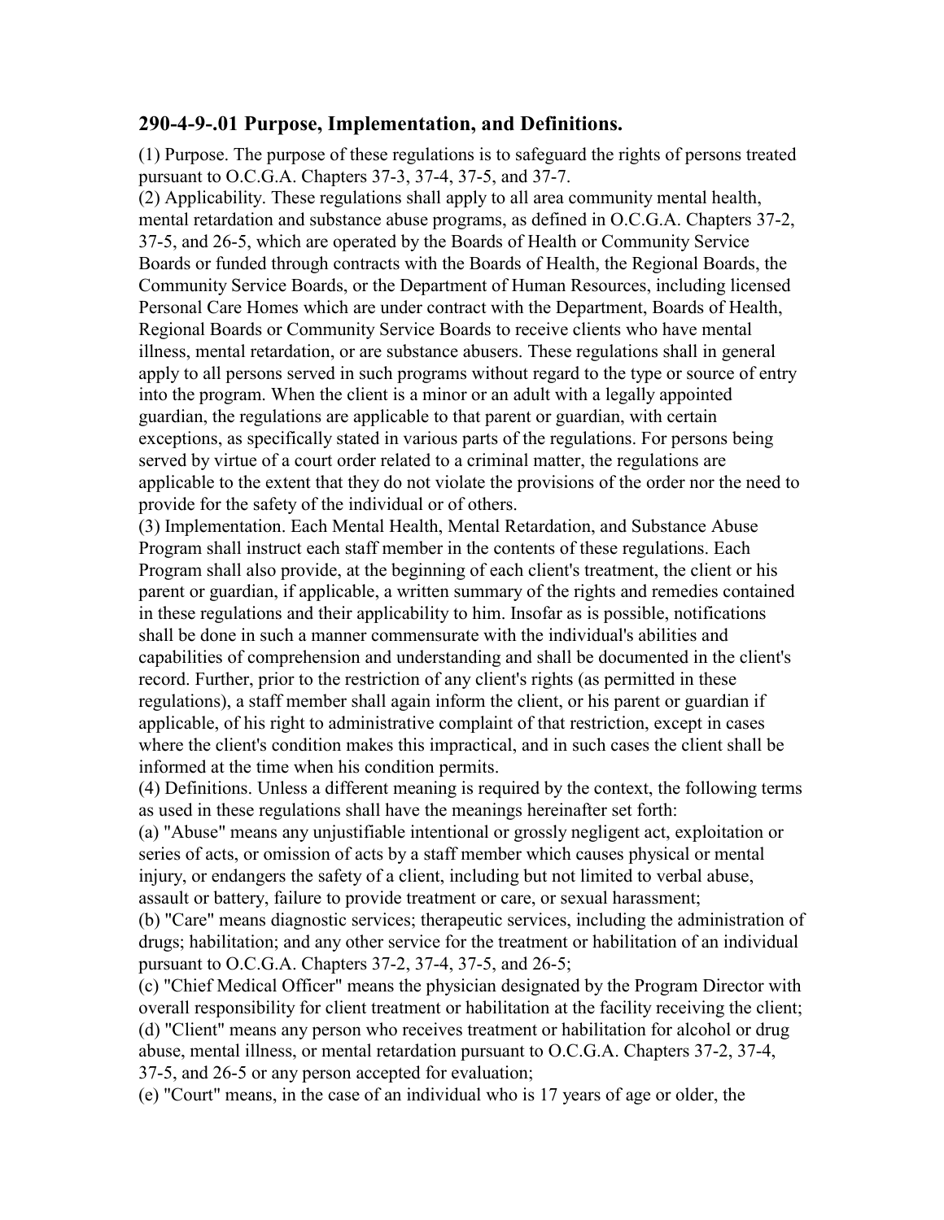## 290-4-9-.01 Purpose, Implementation, and Definitions.

(1) Purpose. The purpose of these regulations is to safeguard the rights of persons treated pursuant to O.C.G.A. Chapters 37-3, 37-4, 37-5, and 37-7.

(2) Applicability. These regulations shall apply to all area community mental health, mental retardation and substance abuse programs, as defined in O.C.G.A. Chapters 37-2, 37-5, and 26-5, which are operated by the Boards of Health or Community Service Boards or funded through contracts with the Boards of Health, the Regional Boards, the Community Service Boards, or the Department of Human Resources, including licensed Personal Care Homes which are under contract with the Department, Boards of Health, Regional Boards or Community Service Boards to receive clients who have mental illness, mental retardation, or are substance abusers. These regulations shall in general apply to all persons served in such programs without regard to the type or source of entry into the program. When the client is a minor or an adult with a legally appointed guardian, the regulations are applicable to that parent or guardian, with certain exceptions, as specifically stated in various parts of the regulations. For persons being served by virtue of a court order related to a criminal matter, the regulations are applicable to the extent that they do not violate the provisions of the order nor the need to provide for the safety of the individual or of others.

(3) Implementation. Each Mental Health, Mental Retardation, and Substance Abuse Program shall instruct each staff member in the contents of these regulations. Each Program shall also provide, at the beginning of each client's treatment, the client or his parent or guardian, if applicable, a written summary of the rights and remedies contained in these regulations and their applicability to him. Insofar as is possible, notifications shall be done in such a manner commensurate with the individual's abilities and capabilities of comprehension and understanding and shall be documented in the client's record. Further, prior to the restriction of any client's rights (as permitted in these regulations), a staff member shall again inform the client, or his parent or guardian if applicable, of his right to administrative complaint of that restriction, except in cases where the client's condition makes this impractical, and in such cases the client shall be informed at the time when his condition permits.

(4) Definitions. Unless a different meaning is required by the context, the following terms as used in these regulations shall have the meanings hereinafter set forth:

(a) "Abuse" means any unjustifiable intentional or grossly negligent act, exploitation or series of acts, or omission of acts by a staff member which causes physical or mental injury, or endangers the safety of a client, including but not limited to verbal abuse, assault or battery, failure to provide treatment or care, or sexual harassment;

(b) "Care" means diagnostic services; therapeutic services, including the administration of drugs; habilitation; and any other service for the treatment or habilitation of an individual pursuant to O.C.G.A. Chapters 37-2, 37-4, 37-5, and 26-5;

(c) "Chief Medical Officer" means the physician designated by the Program Director with overall responsibility for client treatment or habilitation at the facility receiving the client;

(d) "Client" means any person who receives treatment or habilitation for alcohol or drug abuse, mental illness, or mental retardation pursuant to O.C.G.A. Chapters 37-2, 37-4, 37-5, and 26-5 or any person accepted for evaluation;

(e) "Court" means, in the case of an individual who is 17 years of age or older, the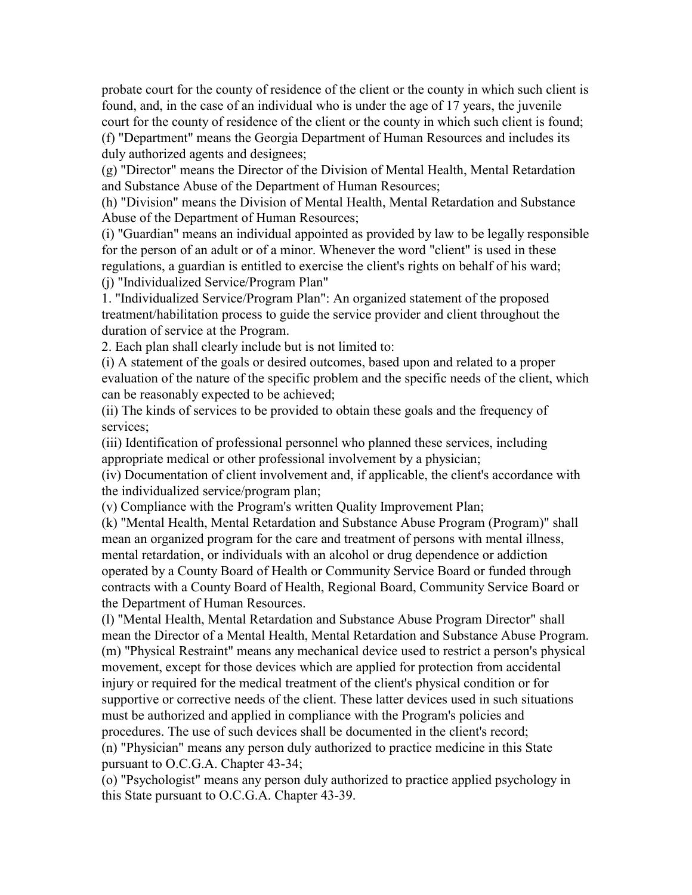probate court for the county of residence of the client or the county in which such client is found, and, in the case of an individual who is under the age of 17 years, the juvenile court for the county of residence of the client or the county in which such client is found;

(f) "Department" means the Georgia Department of Human Resources and includes its duly authorized agents and designees;

(g) "Director" means the Director of the Division of Mental Health, Mental Retardation and Substance Abuse of the Department of Human Resources;

(h) "Division" means the Division of Mental Health, Mental Retardation and Substance Abuse of the Department of Human Resources;

(i) "Guardian" means an individual appointed as provided by law to be legally responsible for the person of an adult or of a minor. Whenever the word "client" is used in these regulations, a guardian is entitled to exercise the client's rights on behalf of his ward;

(j) "Individualized Service/Program Plan"

1. "Individualized Service/Program Plan": An organized statement of the proposed treatment/habilitation process to guide the service provider and client throughout the duration of service at the Program.

2. Each plan shall clearly include but is not limited to:

(i) A statement of the goals or desired outcomes, based upon and related to a proper evaluation of the nature of the specific problem and the specific needs of the client, which can be reasonably expected to be achieved;

(ii) The kinds of services to be provided to obtain these goals and the frequency of services;

(iii) Identification of professional personnel who planned these services, including appropriate medical or other professional involvement by a physician;

(iv) Documentation of client involvement and, if applicable, the client's accordance with the individualized service/program plan;

(v) Compliance with the Program's written Quality Improvement Plan;

(k) "Mental Health, Mental Retardation and Substance Abuse Program (Program)" shall mean an organized program for the care and treatment of persons with mental illness, mental retardation, or individuals with an alcohol or drug dependence or addiction operated by a County Board of Health or Community Service Board or funded through contracts with a County Board of Health, Regional Board, Community Service Board or the Department of Human Resources.

(l) "Mental Health, Mental Retardation and Substance Abuse Program Director" shall mean the Director of a Mental Health, Mental Retardation and Substance Abuse Program.

(m) "Physical Restraint" means any mechanical device used to restrict a person's physical movement, except for those devices which are applied for protection from accidental injury or required for the medical treatment of the client's physical condition or for supportive or corrective needs of the client. These latter devices used in such situations must be authorized and applied in compliance with the Program's policies and procedures. The use of such devices shall be documented in the client's record;

(n) "Physician" means any person duly authorized to practice medicine in this State pursuant to O.C.G.A. Chapter 43-34;

(o) "Psychologist" means any person duly authorized to practice applied psychology in this State pursuant to O.C.G.A. Chapter 43-39.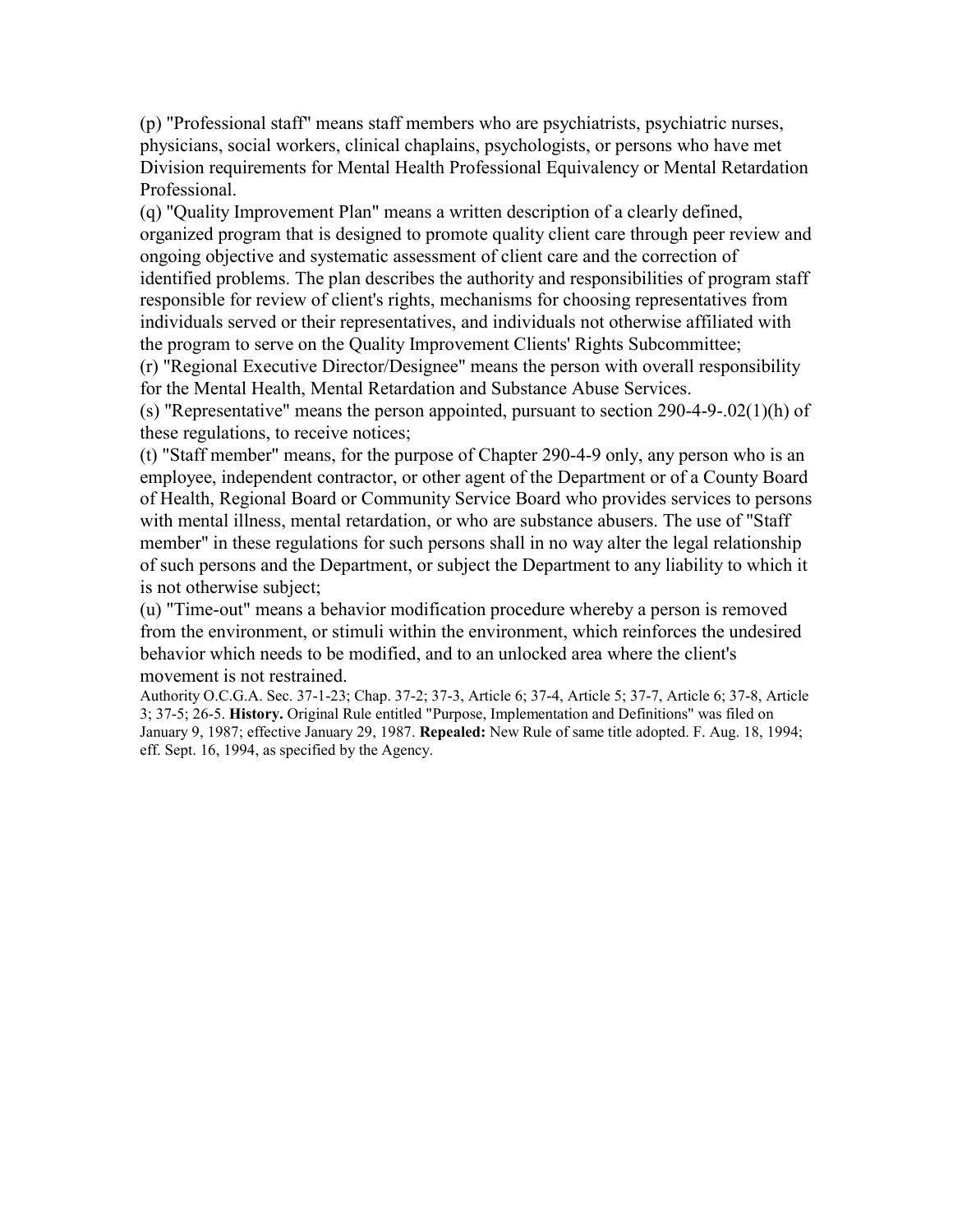(p) "Professional staff" means staff members who are psychiatrists, psychiatric nurses, physicians, social workers, clinical chaplains, psychologists, or persons who have met Division requirements for Mental Health Professional Equivalency or Mental Retardation Professional.

(q) "Quality Improvement Plan" means a written description of a clearly defined, organized program that is designed to promote quality client care through peer review and ongoing objective and systematic assessment of client care and the correction of identified problems. The plan describes the authority and responsibilities of program staff responsible for review of client's rights, mechanisms for choosing representatives from individuals served or their representatives, and individuals not otherwise affiliated with the program to serve on the Quality Improvement Clients' Rights Subcommittee;

(r) "Regional Executive Director/Designee" means the person with overall responsibility for the Mental Health, Mental Retardation and Substance Abuse Services.

(s) "Representative" means the person appointed, pursuant to section 290-4-9-.02(1)(h) of these regulations, to receive notices;

(t) "Staff member" means, for the purpose of Chapter 290-4-9 only, any person who is an employee, independent contractor, or other agent of the Department or of a County Board of Health, Regional Board or Community Service Board who provides services to persons with mental illness, mental retardation, or who are substance abusers. The use of "Staff member" in these regulations for such persons shall in no way alter the legal relationship of such persons and the Department, or subject the Department to any liability to which it is not otherwise subject;

(u) "Time-out" means a behavior modification procedure whereby a person is removed from the environment, or stimuli within the environment, which reinforces the undesired behavior which needs to be modified, and to an unlocked area where the client's movement is not restrained.

Authority O.C.G.A. Sec. 37-1-23; Chap. 37-2; 37-3, Article 6; 37-4, Article 5; 37-7, Article 6; 37-8, Article 3; 37-5; 26-5. **History.** Original Rule entitled "Purpose, Implementation and Definitions" was filed on January 9, 1987; effective January 29, 1987. **Repealed:** New Rule of same title adopted. F. Aug. 18, 1994; eff. Sept. 16, 1994, as specified by the Agency.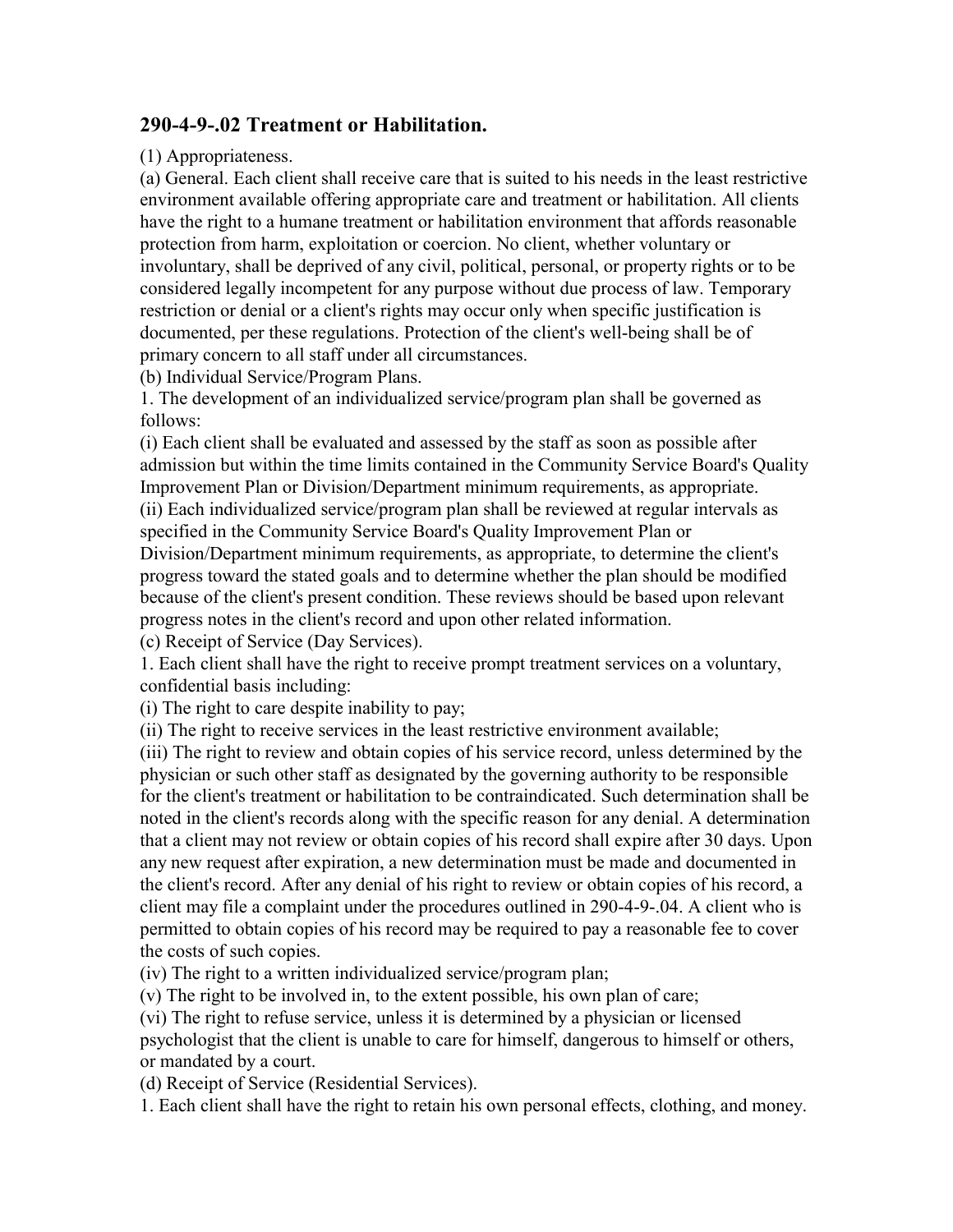## 290-4-9-.02 Treatment or Habilitation.

(1) Appropriateness.

(a) General. Each client shall receive care that is suited to his needs in the least restrictive environment available offering appropriate care and treatment or habilitation. All clients have the right to a humane treatment or habilitation environment that affords reasonable protection from harm, exploitation or coercion. No client, whether voluntary or involuntary, shall be deprived of any civil, political, personal, or property rights or to be considered legally incompetent for any purpose without due process of law. Temporary restriction or denial or a client's rights may occur only when specific justification is documented, per these regulations. Protection of the client's well-being shall be of primary concern to all staff under all circumstances.

(b) Individual Service/Program Plans.

1. The development of an individualized service/program plan shall be governed as follows:

(i) Each client shall be evaluated and assessed by the staff as soon as possible after admission but within the time limits contained in the Community Service Board's Quality Improvement Plan or Division/Department minimum requirements, as appropriate.

(ii) Each individualized service/program plan shall be reviewed at regular intervals as specified in the Community Service Board's Quality Improvement Plan or Division/Department minimum requirements, as appropriate, to determine the client's progress toward the stated goals and to determine whether the plan should be modified because of the client's present condition. These reviews should be based upon relevant progress notes in the client's record and upon other related information.

(c) Receipt of Service (Day Services).

1. Each client shall have the right to receive prompt treatment services on a voluntary, confidential basis including:

(i) The right to care despite inability to pay;

(ii) The right to receive services in the least restrictive environment available;

(iii) The right to review and obtain copies of his service record, unless determined by the physician or such other staff as designated by the governing authority to be responsible for the client's treatment or habilitation to be contraindicated. Such determination shall be noted in the client's records along with the specific reason for any denial. A determination that a client may not review or obtain copies of his record shall expire after 30 days. Upon any new request after expiration, a new determination must be made and documented in the client's record. After any denial of his right to review or obtain copies of his record, a client may file a complaint under the procedures outlined in 290-4-9-.04. A client who is permitted to obtain copies of his record may be required to pay a reasonable fee to cover the costs of such copies.

(iv) The right to a written individualized service/program plan;

(v) The right to be involved in, to the extent possible, his own plan of care;

(vi) The right to refuse service, unless it is determined by a physician or licensed psychologist that the client is unable to care for himself, dangerous to himself or others, or mandated by a court.

(d) Receipt of Service (Residential Services).

1. Each client shall have the right to retain his own personal effects, clothing, and money.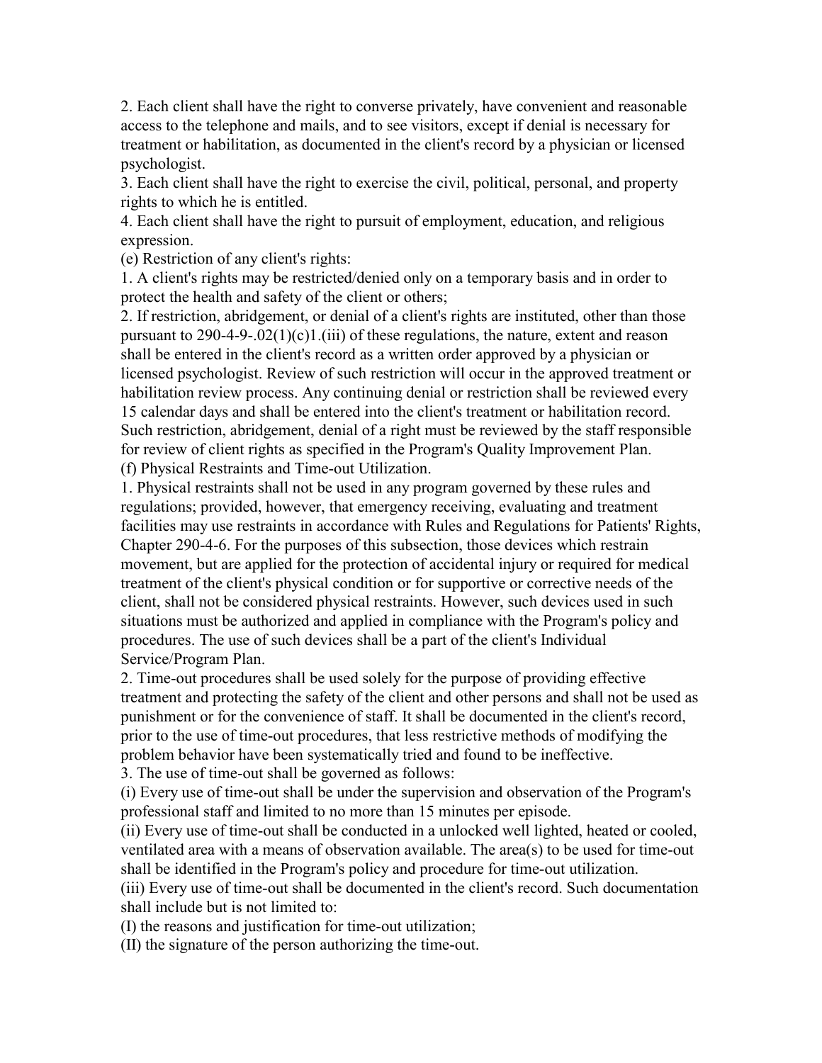2. Each client shall have the right to converse privately, have convenient and reasonable access to the telephone and mails, and to see visitors, except if denial is necessary for treatment or habilitation, as documented in the client's record by a physician or licensed psychologist.

3. Each client shall have the right to exercise the civil, political, personal, and property rights to which he is entitled.

4. Each client shall have the right to pursuit of employment, education, and religious expression.

(e) Restriction of any client's rights:

1. A client's rights may be restricted/denied only on a temporary basis and in order to protect the health and safety of the client or others;

2. If restriction, abridgement, or denial of a client's rights are instituted, other than those pursuant to 290-4-9-.02(1)(c)1.(iii) of these regulations, the nature, extent and reason shall be entered in the client's record as a written order approved by a physician or licensed psychologist. Review of such restriction will occur in the approved treatment or habilitation review process. Any continuing denial or restriction shall be reviewed every 15 calendar days and shall be entered into the client's treatment or habilitation record. Such restriction, abridgement, denial of a right must be reviewed by the staff responsible for review of client rights as specified in the Program's Quality Improvement Plan.

(f) Physical Restraints and Time-out Utilization.

1. Physical restraints shall not be used in any program governed by these rules and regulations; provided, however, that emergency receiving, evaluating and treatment facilities may use restraints in accordance with Rules and Regulations for Patients' Rights, Chapter 290-4-6. For the purposes of this subsection, those devices which restrain movement, but are applied for the protection of accidental injury or required for medical treatment of the client's physical condition or for supportive or corrective needs of the client, shall not be considered physical restraints. However, such devices used in such situations must be authorized and applied in compliance with the Program's policy and procedures. The use of such devices shall be a part of the client's Individual Service/Program Plan.

2. Time-out procedures shall be used solely for the purpose of providing effective treatment and protecting the safety of the client and other persons and shall not be used as punishment or for the convenience of staff. It shall be documented in the client's record, prior to the use of time-out procedures, that less restrictive methods of modifying the problem behavior have been systematically tried and found to be ineffective.

3. The use of time-out shall be governed as follows:

(i) Every use of time-out shall be under the supervision and observation of the Program's professional staff and limited to no more than 15 minutes per episode.

(ii) Every use of time-out shall be conducted in a unlocked well lighted, heated or cooled, ventilated area with a means of observation available. The area(s) to be used for time-out shall be identified in the Program's policy and procedure for time-out utilization.

(iii) Every use of time-out shall be documented in the client's record. Such documentation shall include but is not limited to:

(I) the reasons and justification for time-out utilization;

(II) the signature of the person authorizing the time-out.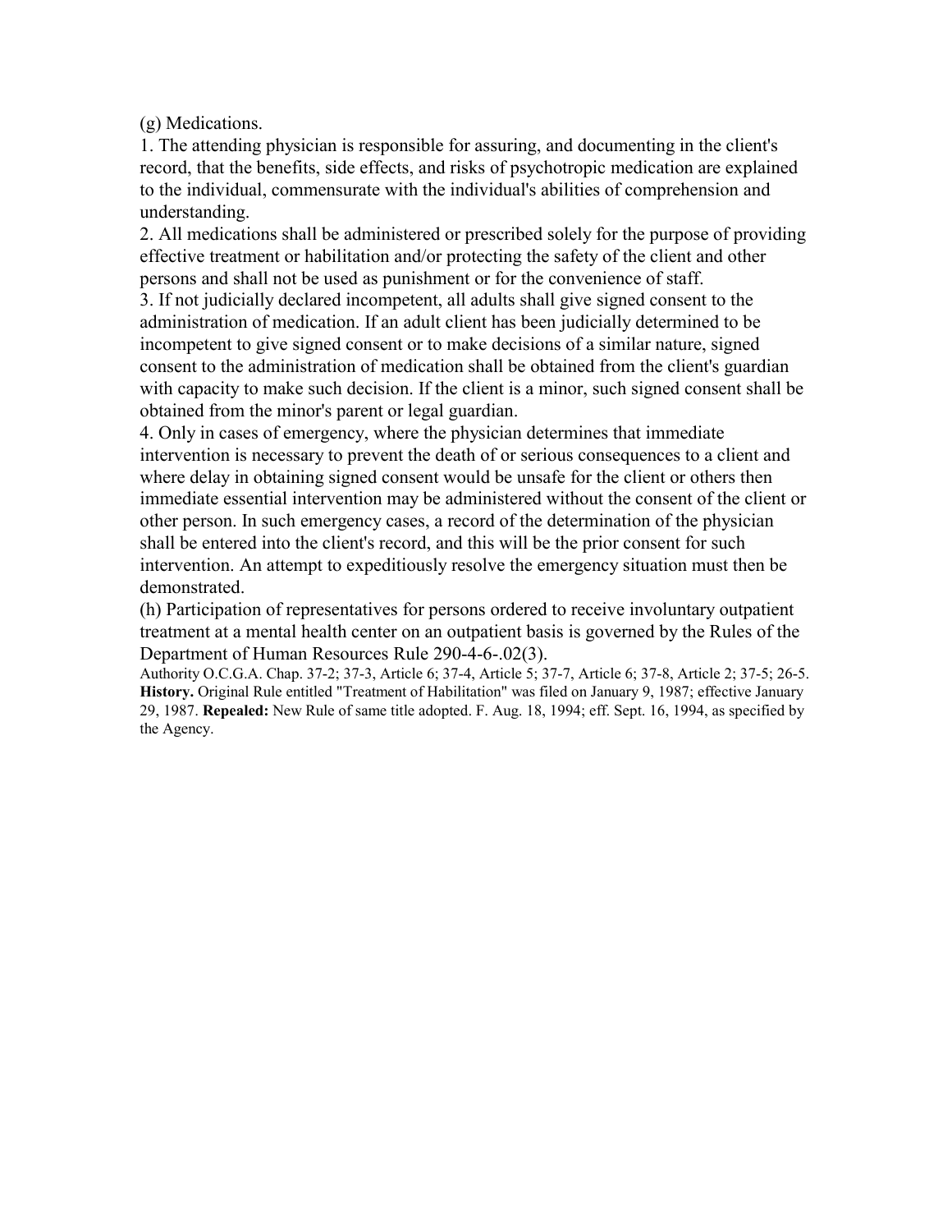(g) Medications.

1. The attending physician is responsible for assuring, and documenting in the client's record, that the benefits, side effects, and risks of psychotropic medication are explained to the individual, commensurate with the individual's abilities of comprehension and understanding.

2. All medications shall be administered or prescribed solely for the purpose of providing effective treatment or habilitation and/or protecting the safety of the client and other persons and shall not be used as punishment or for the convenience of staff.

3. If not judicially declared incompetent, all adults shall give signed consent to the administration of medication. If an adult client has been judicially determined to be incompetent to give signed consent or to make decisions of a similar nature, signed consent to the administration of medication shall be obtained from the client's guardian with capacity to make such decision. If the client is a minor, such signed consent shall be obtained from the minor's parent or legal guardian.

4. Only in cases of emergency, where the physician determines that immediate intervention is necessary to prevent the death of or serious consequences to a client and where delay in obtaining signed consent would be unsafe for the client or others then immediate essential intervention may be administered without the consent of the client or other person. In such emergency cases, a record of the determination of the physician shall be entered into the client's record, and this will be the prior consent for such intervention. An attempt to expeditiously resolve the emergency situation must then be demonstrated.

(h) Participation of representatives for persons ordered to receive involuntary outpatient treatment at a mental health center on an outpatient basis is governed by the Rules of the Department of Human Resources Rule 290-4-6-.02(3).

Authority O.C.G.A. Chap. 37-2; 37-3, Article 6; 37-4, Article 5; 37-7, Article 6; 37-8, Article 2; 37-5; 26-5. **History.** Original Rule entitled "Treatment of Habilitation" was filed on January 9, 1987; effective January 29, 1987. **Repealed:** New Rule of same title adopted. F. Aug. 18, 1994; eff. Sept. 16, 1994, as specified by the Agency.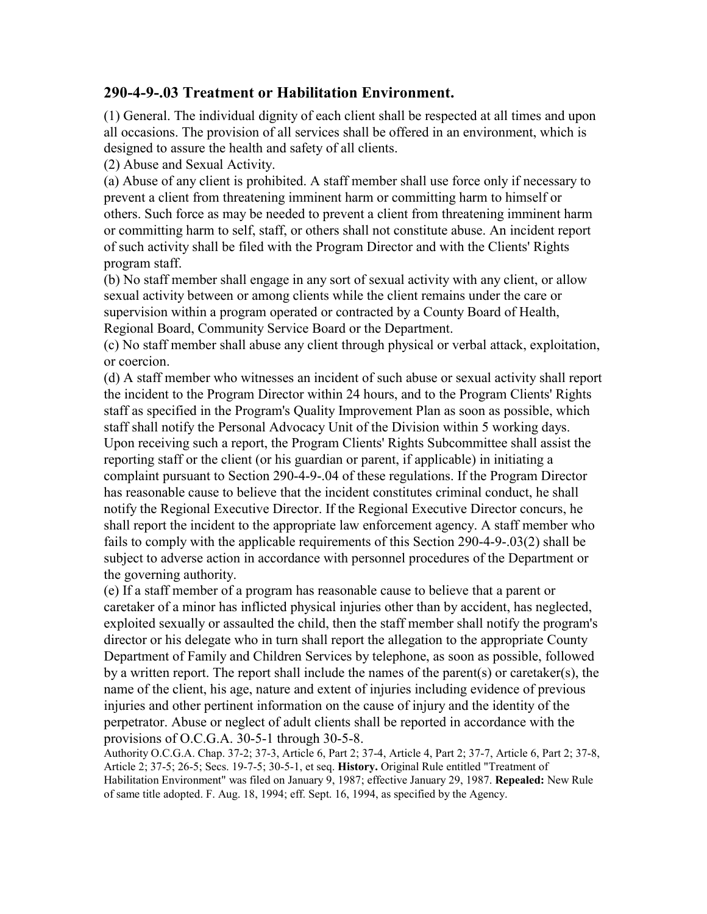## 290-4-9-.03 Treatment or Habilitation Environment.

(1) General. The individual dignity of each client shall be respected at all times and upon all occasions. The provision of all services shall be offered in an environment, which is designed to assure the health and safety of all clients.

(2) Abuse and Sexual Activity.

(a) Abuse of any client is prohibited. A staff member shall use force only if necessary to prevent a client from threatening imminent harm or committing harm to himself or others. Such force as may be needed to prevent a client from threatening imminent harm or committing harm to self, staff, or others shall not constitute abuse. An incident report of such activity shall be filed with the Program Director and with the Clients' Rights program staff.

(b) No staff member shall engage in any sort of sexual activity with any client, or allow sexual activity between or among clients while the client remains under the care or supervision within a program operated or contracted by a County Board of Health, Regional Board, Community Service Board or the Department.

(c) No staff member shall abuse any client through physical or verbal attack, exploitation, or coercion.

(d) A staff member who witnesses an incident of such abuse or sexual activity shall report the incident to the Program Director within 24 hours, and to the Program Clients' Rights staff as specified in the Program's Quality Improvement Plan as soon as possible, which staff shall notify the Personal Advocacy Unit of the Division within 5 working days. Upon receiving such a report, the Program Clients' Rights Subcommittee shall assist the reporting staff or the client (or his guardian or parent, if applicable) in initiating a complaint pursuant to Section 290-4-9-.04 of these regulations. If the Program Director has reasonable cause to believe that the incident constitutes criminal conduct, he shall notify the Regional Executive Director. If the Regional Executive Director concurs, he shall report the incident to the appropriate law enforcement agency. A staff member who fails to comply with the applicable requirements of this Section 290-4-9-.03(2) shall be subject to adverse action in accordance with personnel procedures of the Department or the governing authority.

(e) If a staff member of a program has reasonable cause to believe that a parent or caretaker of a minor has inflicted physical injuries other than by accident, has neglected, exploited sexually or assaulted the child, then the staff member shall notify the program's director or his delegate who in turn shall report the allegation to the appropriate County Department of Family and Children Services by telephone, as soon as possible, followed by a written report. The report shall include the names of the parent(s) or caretaker(s), the name of the client, his age, nature and extent of injuries including evidence of previous injuries and other pertinent information on the cause of injury and the identity of the perpetrator. Abuse or neglect of adult clients shall be reported in accordance with the provisions of O.C.G.A. 30-5-1 through 30-5-8.

Authority O.C.G.A. Chap. 37-2; 37-3, Article 6, Part 2; 37-4, Article 4, Part 2; 37-7, Article 6, Part 2; 37-8, Article 2; 37-5; 26-5; Secs. 19-7-5; 30-5-1, et seq. **History.** Original Rule entitled "Treatment of Habilitation Environment" was filed on January 9, 1987; effective January 29, 1987. **Repealed:** New Rule of same title adopted. F. Aug. 18, 1994; eff. Sept. 16, 1994, as specified by the Agency.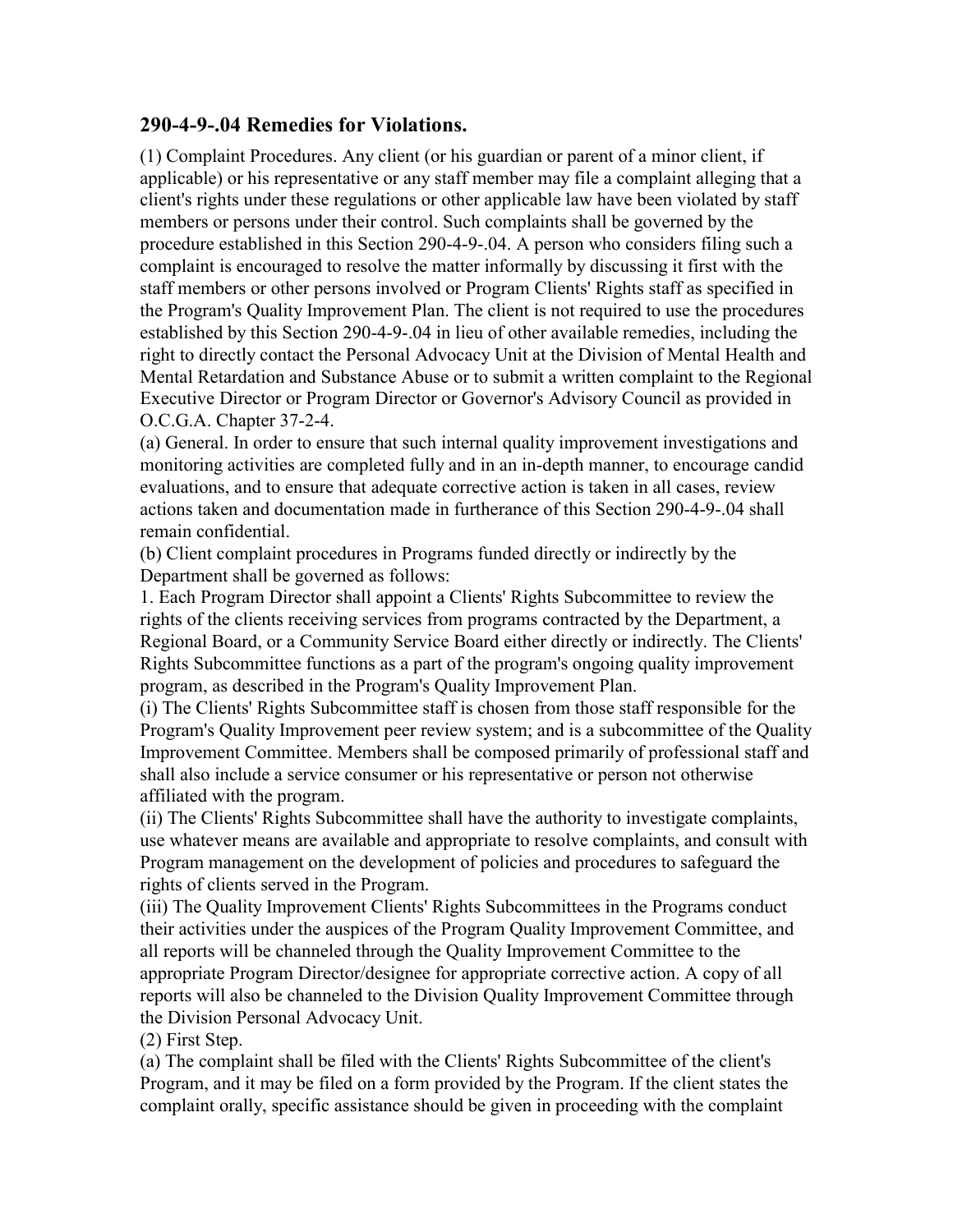## 290-4-9-.04 Remedies for Violations.

(1) Complaint Procedures. Any client (or his guardian or parent of a minor client, if applicable) or his representative or any staff member may file a complaint alleging that a client's rights under these regulations or other applicable law have been violated by staff members or persons under their control. Such complaints shall be governed by the procedure established in this Section 290-4-9-.04. A person who considers filing such a complaint is encouraged to resolve the matter informally by discussing it first with the staff members or other persons involved or Program Clients' Rights staff as specified in the Program's Quality Improvement Plan. The client is not required to use the procedures established by this Section 290-4-9-.04 in lieu of other available remedies, including the right to directly contact the Personal Advocacy Unit at the Division of Mental Health and Mental Retardation and Substance Abuse or to submit a written complaint to the Regional Executive Director or Program Director or Governor's Advisory Council as provided in O.C.G.A. Chapter 37-2-4.

(a) General. In order to ensure that such internal quality improvement investigations and monitoring activities are completed fully and in an in-depth manner, to encourage candid evaluations, and to ensure that adequate corrective action is taken in all cases, review actions taken and documentation made in furtherance of this Section 290-4-9-.04 shall remain confidential.

(b) Client complaint procedures in Programs funded directly or indirectly by the Department shall be governed as follows:

1. Each Program Director shall appoint a Clients' Rights Subcommittee to review the rights of the clients receiving services from programs contracted by the Department, a Regional Board, or a Community Service Board either directly or indirectly. The Clients' Rights Subcommittee functions as a part of the program's ongoing quality improvement program, as described in the Program's Quality Improvement Plan.

(i) The Clients' Rights Subcommittee staff is chosen from those staff responsible for the Program's Quality Improvement peer review system; and is a subcommittee of the Quality Improvement Committee. Members shall be composed primarily of professional staff and shall also include a service consumer or his representative or person not otherwise affiliated with the program.

(ii) The Clients' Rights Subcommittee shall have the authority to investigate complaints, use whatever means are available and appropriate to resolve complaints, and consult with Program management on the development of policies and procedures to safeguard the rights of clients served in the Program.

(iii) The Quality Improvement Clients' Rights Subcommittees in the Programs conduct their activities under the auspices of the Program Quality Improvement Committee, and all reports will be channeled through the Quality Improvement Committee to the appropriate Program Director/designee for appropriate corrective action. A copy of all reports will also be channeled to the Division Quality Improvement Committee through the Division Personal Advocacy Unit.

(2) First Step.

(a) The complaint shall be filed with the Clients' Rights Subcommittee of the client's Program, and it may be filed on a form provided by the Program. If the client states the complaint orally, specific assistance should be given in proceeding with the complaint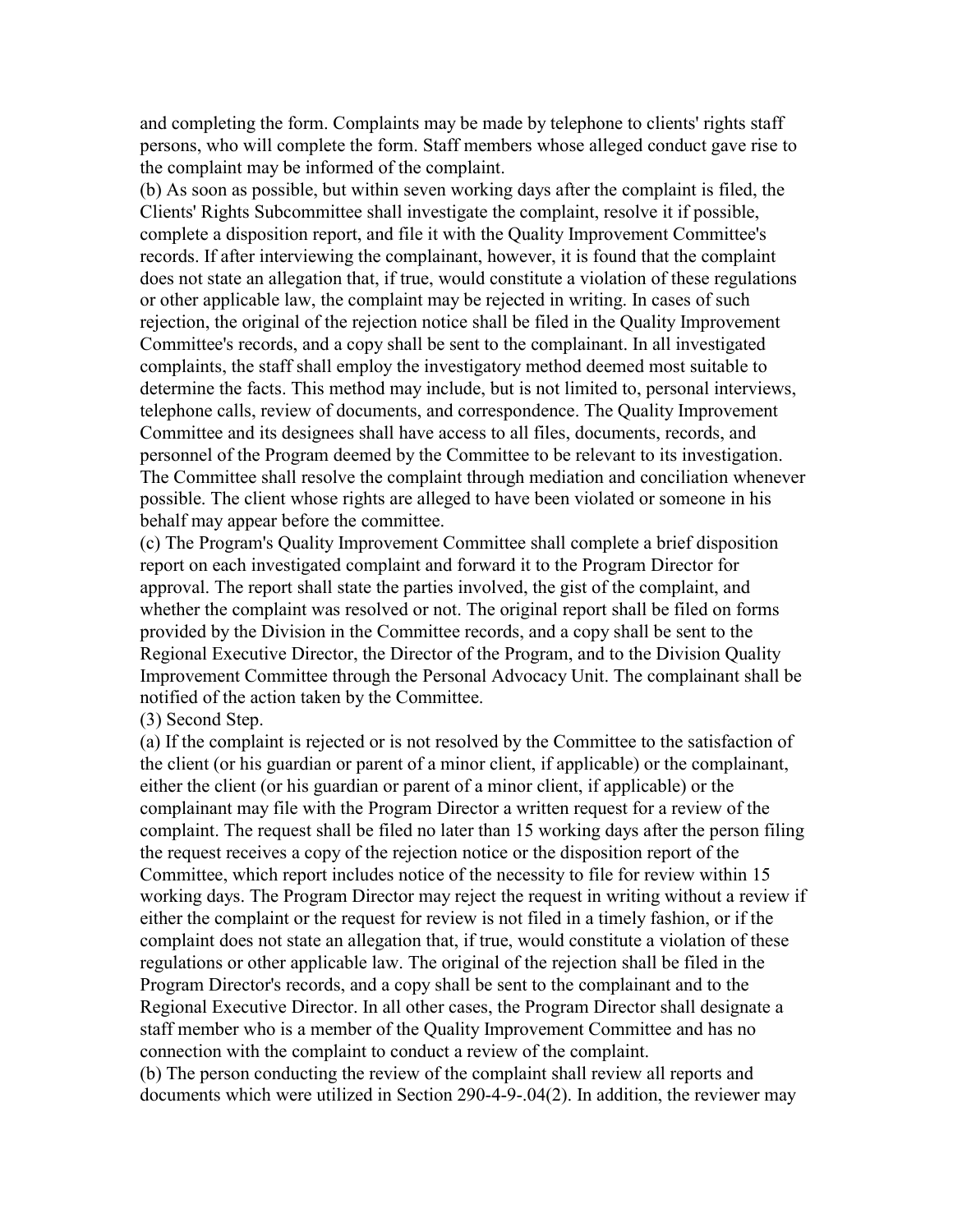and completing the form. Complaints may be made by telephone to clients' rights staff persons, who will complete the form. Staff members whose alleged conduct gave rise to the complaint may be informed of the complaint.

(b) As soon as possible, but within seven working days after the complaint is filed, the Clients' Rights Subcommittee shall investigate the complaint, resolve it if possible, complete a disposition report, and file it with the Quality Improvement Committee's records. If after interviewing the complainant, however, it is found that the complaint does not state an allegation that, if true, would constitute a violation of these regulations or other applicable law, the complaint may be rejected in writing. In cases of such rejection, the original of the rejection notice shall be filed in the Quality Improvement Committee's records, and a copy shall be sent to the complainant. In all investigated complaints, the staff shall employ the investigatory method deemed most suitable to determine the facts. This method may include, but is not limited to, personal interviews, telephone calls, review of documents, and correspondence. The Quality Improvement Committee and its designees shall have access to all files, documents, records, and personnel of the Program deemed by the Committee to be relevant to its investigation. The Committee shall resolve the complaint through mediation and conciliation whenever possible. The client whose rights are alleged to have been violated or someone in his behalf may appear before the committee.

(c) The Program's Quality Improvement Committee shall complete a brief disposition report on each investigated complaint and forward it to the Program Director for approval. The report shall state the parties involved, the gist of the complaint, and whether the complaint was resolved or not. The original report shall be filed on forms provided by the Division in the Committee records, and a copy shall be sent to the Regional Executive Director, the Director of the Program, and to the Division Quality Improvement Committee through the Personal Advocacy Unit. The complainant shall be notified of the action taken by the Committee.

(3) Second Step.

(a) If the complaint is rejected or is not resolved by the Committee to the satisfaction of the client (or his guardian or parent of a minor client, if applicable) or the complainant, either the client (or his guardian or parent of a minor client, if applicable) or the complainant may file with the Program Director a written request for a review of the complaint. The request shall be filed no later than 15 working days after the person filing the request receives a copy of the rejection notice or the disposition report of the Committee, which report includes notice of the necessity to file for review within 15 working days. The Program Director may reject the request in writing without a review if either the complaint or the request for review is not filed in a timely fashion, or if the complaint does not state an allegation that, if true, would constitute a violation of these regulations or other applicable law. The original of the rejection shall be filed in the Program Director's records, and a copy shall be sent to the complainant and to the Regional Executive Director. In all other cases, the Program Director shall designate a staff member who is a member of the Quality Improvement Committee and has no connection with the complaint to conduct a review of the complaint.

(b) The person conducting the review of the complaint shall review all reports and documents which were utilized in Section 290-4-9-.04(2). In addition, the reviewer may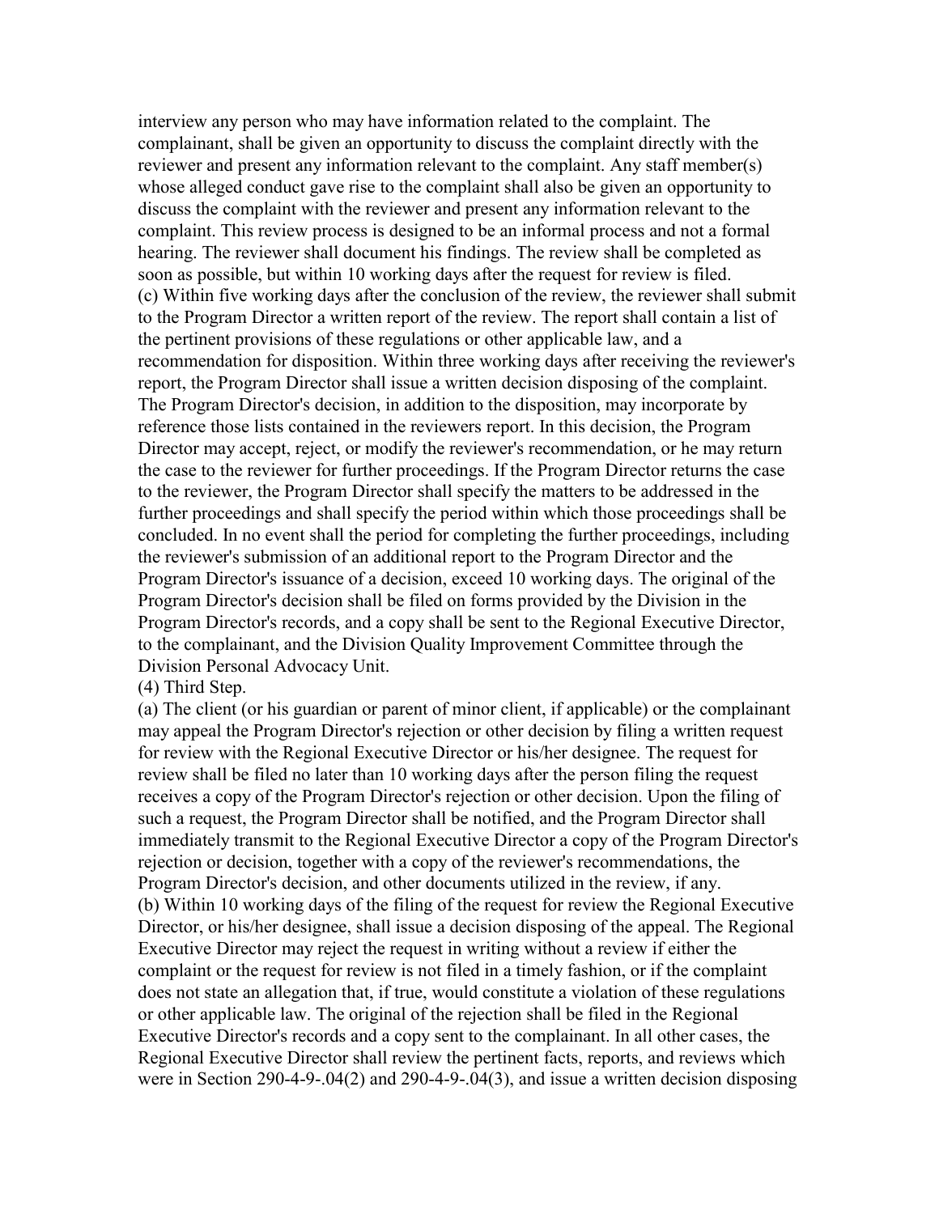interview any person who may have information related to the complaint. The complainant, shall be given an opportunity to discuss the complaint directly with the reviewer and present any information relevant to the complaint. Any staff member(s) whose alleged conduct gave rise to the complaint shall also be given an opportunity to discuss the complaint with the reviewer and present any information relevant to the complaint. This review process is designed to be an informal process and not a formal hearing. The reviewer shall document his findings. The review shall be completed as soon as possible, but within 10 working days after the request for review is filed.

(c) Within five working days after the conclusion of the review, the reviewer shall submit to the Program Director a written report of the review. The report shall contain a list of the pertinent provisions of these regulations or other applicable law, and a recommendation for disposition. Within three working days after receiving the reviewer's report, the Program Director shall issue a written decision disposing of the complaint. The Program Director's decision, in addition to the disposition, may incorporate by reference those lists contained in the reviewers report. In this decision, the Program Director may accept, reject, or modify the reviewer's recommendation, or he may return the case to the reviewer for further proceedings. If the Program Director returns the case to the reviewer, the Program Director shall specify the matters to be addressed in the further proceedings and shall specify the period within which those proceedings shall be concluded. In no event shall the period for completing the further proceedings, including the reviewer's submission of an additional report to the Program Director and the Program Director's issuance of a decision, exceed 10 working days. The original of the Program Director's decision shall be filed on forms provided by the Division in the Program Director's records, and a copy shall be sent to the Regional Executive Director, to the complainant, and the Division Quality Improvement Committee through the Division Personal Advocacy Unit.

(4) Third Step.

(a) The client (or his guardian or parent of minor client, if applicable) or the complainant may appeal the Program Director's rejection or other decision by filing a written request for review with the Regional Executive Director or his/her designee. The request for review shall be filed no later than 10 working days after the person filing the request receives a copy of the Program Director's rejection or other decision. Upon the filing of such a request, the Program Director shall be notified, and the Program Director shall immediately transmit to the Regional Executive Director a copy of the Program Director's rejection or decision, together with a copy of the reviewer's recommendations, the Program Director's decision, and other documents utilized in the review, if any.

(b) Within 10 working days of the filing of the request for review the Regional Executive Director, or his/her designee, shall issue a decision disposing of the appeal. The Regional Executive Director may reject the request in writing without a review if either the complaint or the request for review is not filed in a timely fashion, or if the complaint does not state an allegation that, if true, would constitute a violation of these regulations or other applicable law. The original of the rejection shall be filed in the Regional Executive Director's records and a copy sent to the complainant. In all other cases, the Regional Executive Director shall review the pertinent facts, reports, and reviews which were in Section 290-4-9-.04(2) and 290-4-9-.04(3), and issue a written decision disposing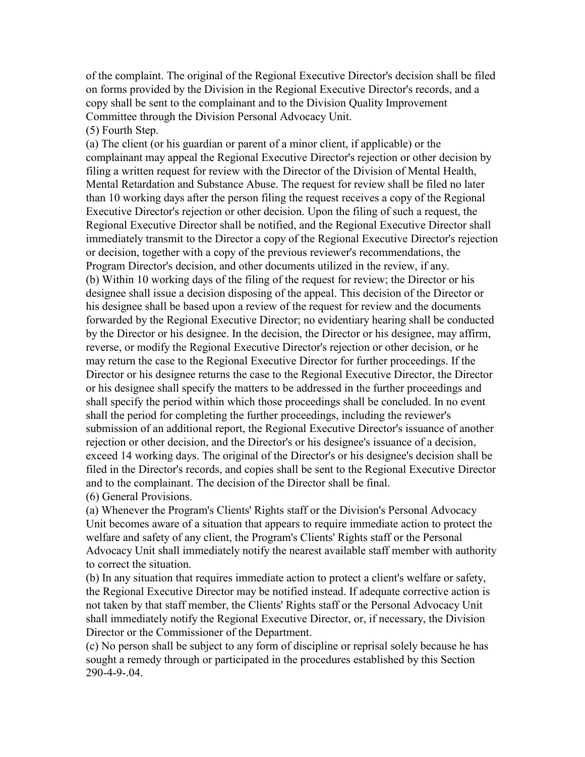of the complaint. The original of the Regional Executive Director's decision shall be filed on forms provided by the Division in the Regional Executive Director's records, and a copy shall be sent to the complainant and to the Division Quality Improvement Committee through the Division Personal Advocacy Unit.

(5) Fourth Step.

(a) The client (or his guardian or parent of a minor client, if applicable) or the complainant may appeal the Regional Executive Director's rejection or other decision by filing a written request for review with the Director of the Division of Mental Health, Mental Retardation and Substance Abuse. The request for review shall be filed no later than 10 working days after the person filing the request receives a copy of the Regional Executive Director's rejection or other decision. Upon the filing of such a request, the Regional Executive Director shall be notified, and the Regional Executive Director shall immediately transmit to the Director a copy of the Regional Executive Director's rejection or decision, together with a copy of the previous reviewer's recommendations, the Program Director's decision, and other documents utilized in the review, if any.

(b) Within 10 working days of the filing of the request for review; the Director or his designee shall issue a decision disposing of the appeal. This decision of the Director or his designee shall be based upon a review of the request for review and the documents forwarded by the Regional Executive Director; no evidentiary hearing shall be conducted by the Director or his designee. In the decision, the Director or his designee, may affirm, reverse, or modify the Regional Executive Director's rejection or other decision, or he may return the case to the Regional Executive Director for further proceedings. If the Director or his designee returns the case to the Regional Executive Director, the Director or his designee shall specify the matters to be addressed in the further proceedings and shall specify the period within which those proceedings shall be concluded. In no event shall the period for completing the further proceedings, including the reviewer's submission of an additional report, the Regional Executive Director's issuance of another rejection or other decision, and the Director's or his designee's issuance of a decision, exceed 14 working days. The original of the Director's or his designee's decision shall be filed in the Director's records, and copies shall be sent to the Regional Executive Director and to the complainant. The decision of the Director shall be final.

(6) General Provisions.

(a) Whenever the Program's Clients' Rights staff or the Division's Personal Advocacy Unit becomes aware of a situation that appears to require immediate action to protect the welfare and safety of any client, the Program's Clients' Rights staff or the Personal Advocacy Unit shall immediately notify the nearest available staff member with authority to correct the situation.

(b) In any situation that requires immediate action to protect a client's welfare or safety, the Regional Executive Director may be notified instead. If adequate corrective action is not taken by that staff member, the Clients' Rights staff or the Personal Advocacy Unit shall immediately notify the Regional Executive Director, or, if necessary, the Division Director or the Commissioner of the Department.

(c) No person shall be subject to any form of discipline or reprisal solely because he has sought a remedy through or participated in the procedures established by this Section 290-4-9-.04.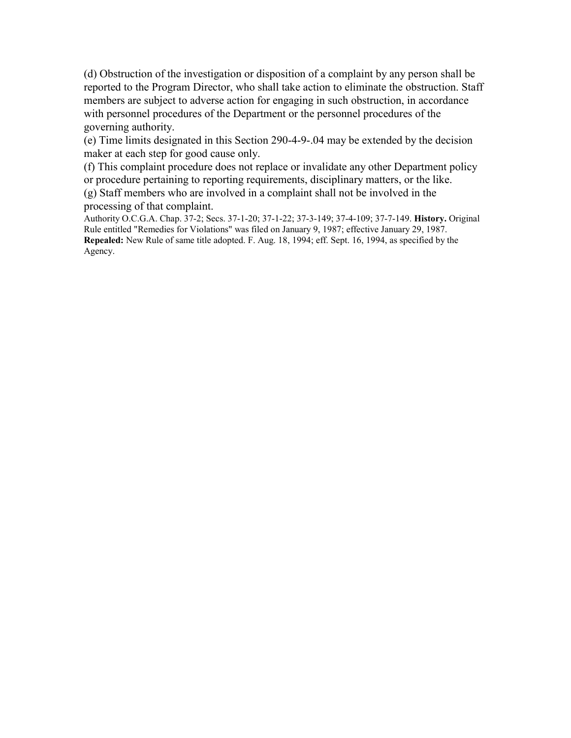(d) Obstruction of the investigation or disposition of a complaint by any person shall be reported to the Program Director, who shall take action to eliminate the obstruction. Staff members are subject to adverse action for engaging in such obstruction, in accordance with personnel procedures of the Department or the personnel procedures of the governing authority.

(e) Time limits designated in this Section 290-4-9-.04 may be extended by the decision maker at each step for good cause only.

(f) This complaint procedure does not replace or invalidate any other Department policy or procedure pertaining to reporting requirements, disciplinary matters, or the like.

(g) Staff members who are involved in a complaint shall not be involved in the processing of that complaint.

Authority O.C.G.A. Chap. 37-2; Secs. 37-1-20; 37-1-22; 37-3-149; 37-4-109; 37-7-149. **History.** Original Rule entitled "Remedies for Violations" was filed on January 9, 1987; effective January 29, 1987. **Repealed:** New Rule of same title adopted. F. Aug. 18, 1994; eff. Sept. 16, 1994, as specified by the Agency.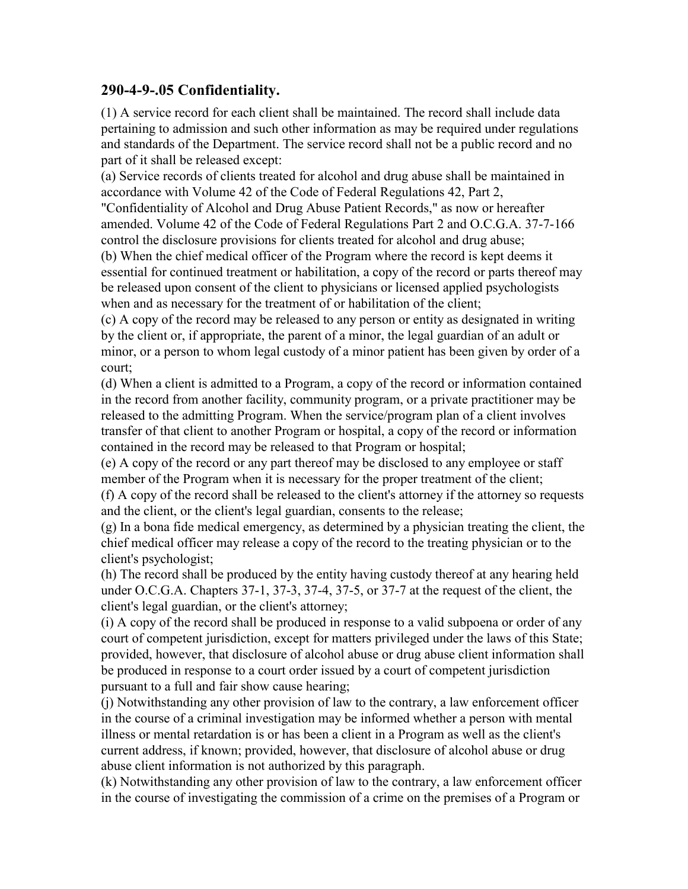## 290-4-9-.05 Confidentiality.

(1) A service record for each client shall be maintained. The record shall include data pertaining to admission and such other information as may be required under regulations and standards of the Department. The service record shall not be a public record and no part of it shall be released except:

(a) Service records of clients treated for alcohol and drug abuse shall be maintained in accordance with Volume 42 of the Code of Federal Regulations 42, Part 2, "Confidentiality of Alcohol and Drug Abuse Patient Records," as now or hereafter amended. Volume 42 of the Code of Federal Regulations Part 2 and O.C.G.A. 37-7-166 control the disclosure provisions for clients treated for alcohol and drug abuse;

(b) When the chief medical officer of the Program where the record is kept deems it essential for continued treatment or habilitation, a copy of the record or parts thereof may be released upon consent of the client to physicians or licensed applied psychologists when and as necessary for the treatment of or habilitation of the client;

(c) A copy of the record may be released to any person or entity as designated in writing by the client or, if appropriate, the parent of a minor, the legal guardian of an adult or minor, or a person to whom legal custody of a minor patient has been given by order of a court;

(d) When a client is admitted to a Program, a copy of the record or information contained in the record from another facility, community program, or a private practitioner may be released to the admitting Program. When the service/program plan of a client involves transfer of that client to another Program or hospital, a copy of the record or information contained in the record may be released to that Program or hospital;

(e) A copy of the record or any part thereof may be disclosed to any employee or staff member of the Program when it is necessary for the proper treatment of the client;

(f) A copy of the record shall be released to the client's attorney if the attorney so requests and the client, or the client's legal guardian, consents to the release;

(g) In a bona fide medical emergency, as determined by a physician treating the client, the chief medical officer may release a copy of the record to the treating physician or to the client's psychologist;

(h) The record shall be produced by the entity having custody thereof at any hearing held under O.C.G.A. Chapters 37-1, 37-3, 37-4, 37-5, or 37-7 at the request of the client, the client's legal guardian, or the client's attorney;

(i) A copy of the record shall be produced in response to a valid subpoena or order of any court of competent jurisdiction, except for matters privileged under the laws of this State; provided, however, that disclosure of alcohol abuse or drug abuse client information shall be produced in response to a court order issued by a court of competent jurisdiction pursuant to a full and fair show cause hearing;

(j) Notwithstanding any other provision of law to the contrary, a law enforcement officer in the course of a criminal investigation may be informed whether a person with mental illness or mental retardation is or has been a client in a Program as well as the client's current address, if known; provided, however, that disclosure of alcohol abuse or drug abuse client information is not authorized by this paragraph.

(k) Notwithstanding any other provision of law to the contrary, a law enforcement officer in the course of investigating the commission of a crime on the premises of a Program or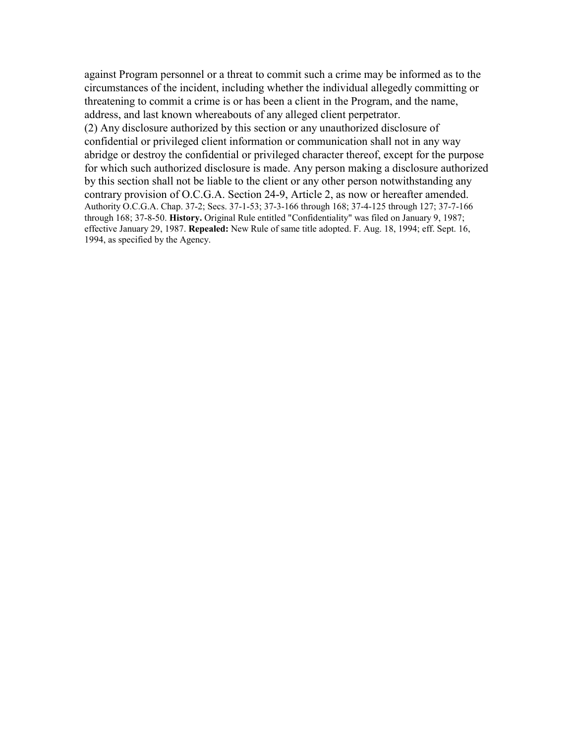against Program personnel or a threat to commit such a crime may be informed as to the circumstances of the incident, including whether the individual allegedly committing or threatening to commit a crime is or has been a client in the Program, and the name, address, and last known whereabouts of any alleged client perpetrator.

(2) Any disclosure authorized by this section or any unauthorized disclosure of confidential or privileged client information or communication shall not in any way abridge or destroy the confidential or privileged character thereof, except for the purpose for which such authorized disclosure is made. Any person making a disclosure authorized by this section shall not be liable to the client or any other person notwithstanding any contrary provision of O.C.G.A. Section 24-9, Article 2, as now or hereafter amended.

Authority O.C.G.A. Chap. 37-2; Secs. 37-1-53; 37-3-166 through 168; 37-4-125 through 127; 37-7-166 through 168; 37-8-50. **History.** Original Rule entitled "Confidentiality" was filed on January 9, 1987; effective January 29, 1987. **Repealed:** New Rule of same title adopted. F. Aug. 18, 1994; eff. Sept. 16, 1994, as specified by the Agency.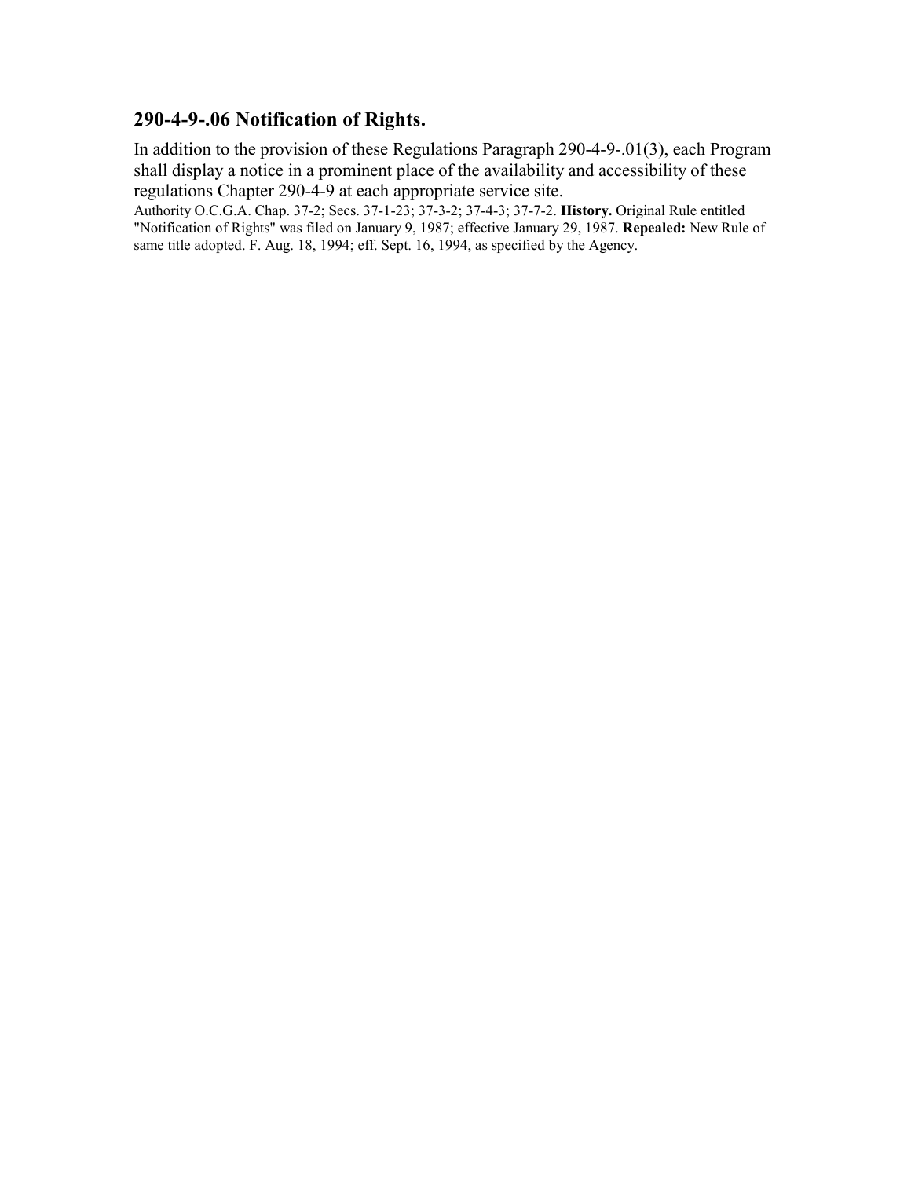## 290-4-9-.06 Notification of Rights.

In addition to the provision of these Regulations Paragraph 290-4-9-.01(3), each Program shall display a notice in a prominent place of the availability and accessibility of these regulations Chapter 290-4-9 at each appropriate service site.

Authority O.C.G.A. Chap. 37-2; Secs. 37-1-23; 37-3-2; 37-4-3; 37-7-2. **History.** Original Rule entitled "Notification of Rights" was filed on January 9, 1987; effective January 29, 1987. **Repealed:** New Rule of same title adopted. F. Aug. 18, 1994; eff. Sept. 16, 1994, as specified by the Agency.